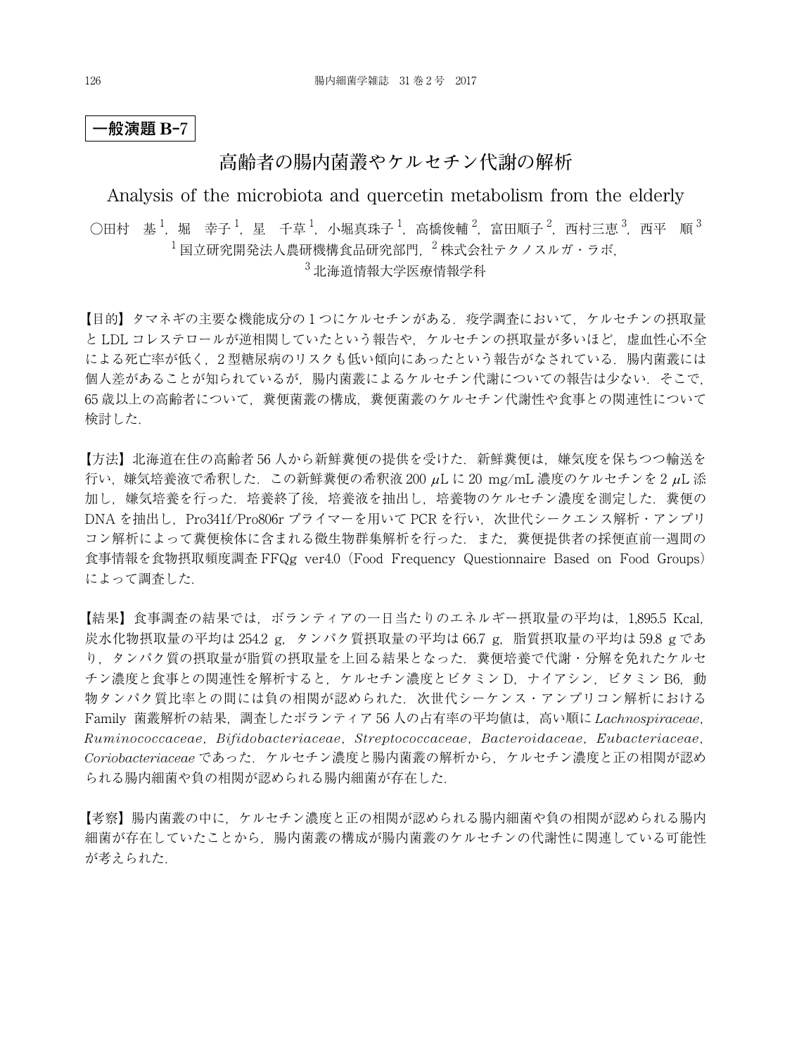**一般演題 B-7**

# 高齢者の腸内菌叢やケルセチン代謝の解析

## Analysis of the microbiota and quercetin metabolism from the elderly

○田村　基[1]，堀　幸子[1]，星　千草[1]，小堀真珠子[1]，高橋俊輔[2]，富田順子[2]，西村三恵[3]，西平　順[3]

[1] 国立研究開発法人農研機構食品研究部門，[2] 株式会社テクノスルガ・ラボ，
[3] 北海道情報大学医療情報学科

【目的】タマネギの主要な機能成分の 1 つにケルセチンがある．疫学調査において，ケルセチンの摂取量と LDL コレステロールが逆相関していたという報告や，ケルセチンの摂取量が多いほど，虚血性心不全による死亡率が低く，2 型糖尿病のリスクも低い傾向にあったという報告がなされている．腸内菌叢には個人差があることが知られているが，腸内菌叢によるケルセチン代謝についての報告は少ない．そこで，65 歳以上の高齢者について，糞便菌叢の構成，糞便菌叢のケルセチン代謝性や食事との関連性について検討した．

【方法】北海道在住の高齢者 56 人から新鮮糞便の提供を受けた．新鮮糞便は，嫌気度を保ちつつ輸送を行い，嫌気培養液で希釈した．この新鮮糞便の希釈液 200 μL に 20 mg/mL 濃度のケルセチンを 2 μL 添加し，嫌気培養を行った．培養終了後，培養液を抽出し，培養物のケルセチン濃度を測定した．糞便の DNA を抽出し，Pro341f/Pro806r プライマーを用いて PCR を行い，次世代シークエンス解析・アンプリコン解析によって糞便検体に含まれる微生物群集解析を行った．また，糞便提供者の採便直前一週間の食事情報を食物摂取頻度調査 FFQg ver4.0（Food Frequency Questionnaire Based on Food Groups）によって調査した．

【結果】食事調査の結果では，ボランティアの一日当たりのエネルギー摂取量の平均は，1,895.5 Kcal，炭水化物摂取量の平均は 254.2 g，タンパク質摂取量の平均は 66.7 g，脂質摂取量の平均は 59.8 g であり，タンパク質の摂取量が脂質の摂取量を上回る結果となった．糞便培養で代謝・分解を免れたケルセチン濃度と食事との関連性を解析すると，ケルセチン濃度とビタミン D，ナイアシン，ビタミン B6，動物タンパク質比率との間には負の相関が認められた．次世代シーケンス・アンプリコン解析における Family 菌叢解析の結果，調査したボランティア 56 人の占有率の平均値は，高い順に *Lachnospiraceae*，*Ruminococcaceae*，*Bifidobacteriaceae*，*Streptococcaceae*，*Bacteroidaceae*，*Eubacteriaceae*，*Coriobacteriaceae* であった．ケルセチン濃度と腸内菌叢の解析から，ケルセチン濃度と正の相関が認められる腸内細菌や負の相関が認められる腸内細菌が存在した．

【考察】腸内菌叢の中に，ケルセチン濃度と正の相関が認められる腸内細菌や負の相関が認められる腸内細菌が存在していたことから，腸内菌叢の構成が腸内菌叢のケルセチンの代謝性に関連している可能性が考えられた．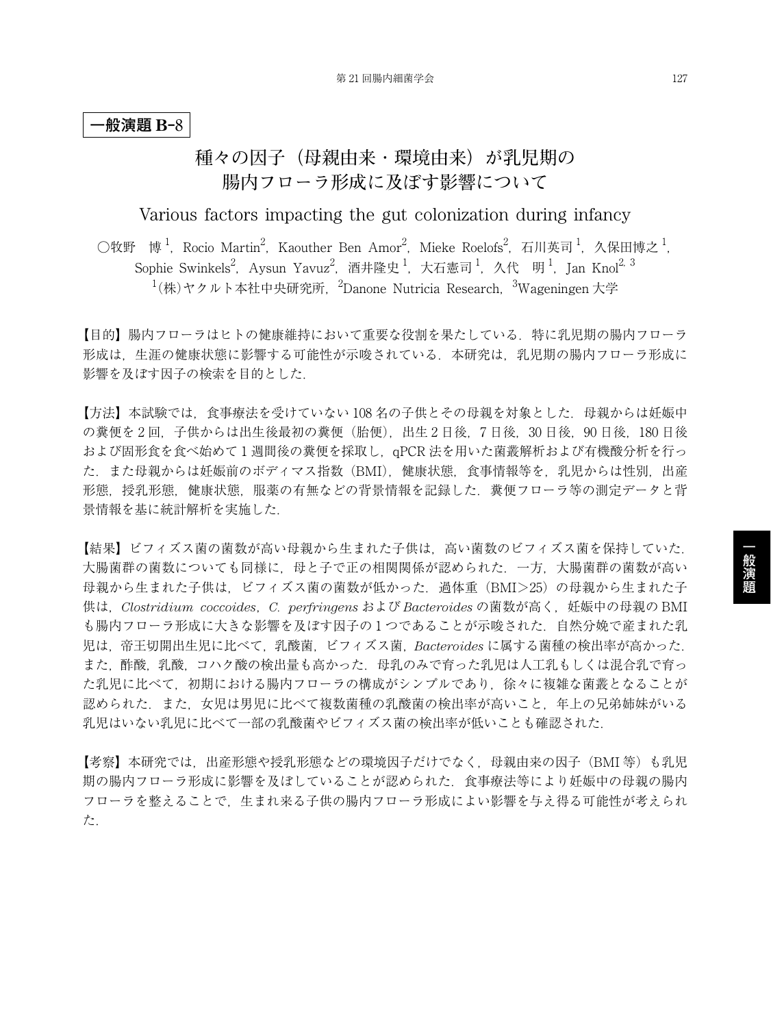**一般演題 B-8**

# 種々の因子（母親由来・環境由来）が乳児期の腸内フローラ形成に及ぼす影響について

## Various factors impacting the gut colonization during infancy

○牧野　博[1]，Rocio Martin[2]，Kaouther Ben Amor[2]，Mieke Roelofs[2]，石川英司[1]，久保田博之[1]，Sophie Swinkels[2]，Aysun Yavuz[2]，酒井隆史[1]，大石憲司[1]，久代　明[1]，Jan Knol[2,3]

[1](株)ヤクルト本社中央研究所，[2]Danone Nutricia Research，[3]Wageningen大学

【目的】腸内フローラはヒトの健康維持において重要な役割を果たしている．特に乳児期の腸内フローラ形成は，生涯の健康状態に影響する可能性が示唆されている．本研究は，乳児期の腸内フローラ形成に影響を及ぼす因子の検索を目的とした．

【方法】本試験では，食事療法を受けていない108名の子供とその母親を対象とした．母親からは妊娠中の糞便を2回，子供からは出生後最初の糞便（胎便），出生2日後，7日後，30日後，90日後，180日後および固形食を食べ始めて1週間後の糞便を採取し，qPCR法を用いた菌叢解析および有機酸分析を行った．また母親からは妊娠前のボディマス指数（BMI），健康状態，食事情報等を，乳児からは性別，出産形態，授乳形態，健康状態，服薬の有無などの背景情報を記録した．糞便フローラ等の測定データと背景情報を基に統計解析を実施した．

【結果】ビフィズス菌の菌数が高い母親から生まれた子供は，高い菌数のビフィズス菌を保持していた．大腸菌群の菌数についても同様に，母と子で正の相関関係が認められた．一方，大腸菌群の菌数が高い母親から生まれた子供は，ビフィズス菌の菌数が低かった．過体重（BMI＞25）の母親から生まれた子供は，*Clostridium coccoides*，*C. perfringens* および *Bacteroides* の菌数が高く，妊娠中の母親のBMIも腸内フローラ形成に大きな影響を及ぼす因子の1つであることが示唆された．自然分娩で産まれた乳児は，帝王切開出生児に比べて，乳酸菌，ビフィズス菌，*Bacteroides* に属する菌種の検出率が高かった．また，酢酸，乳酸，コハク酸の検出量も高かった．母乳のみで育った乳児は人工乳もしくは混合乳で育った乳児に比べて，初期における腸内フローラの構成がシンプルであり，徐々に複雑な菌叢となることが認められた．また，女児は男児に比べて複数菌種の乳酸菌の検出率が高いこと，年上の兄弟姉妹がいる乳児はいない乳児に比べて一部の乳酸菌やビフィズス菌の検出率が低いことも確認された．

【考察】本研究では，出産形態や授乳形態などの環境因子だけでなく，母親由来の因子（BMI等）も乳児期の腸内フローラ形成に影響を及ぼしていることが認められた．食事療法等により妊娠中の母親の腸内フローラを整えることで，生まれ来る子供の腸内フローラ形成によい影響を与え得る可能性が考えられた．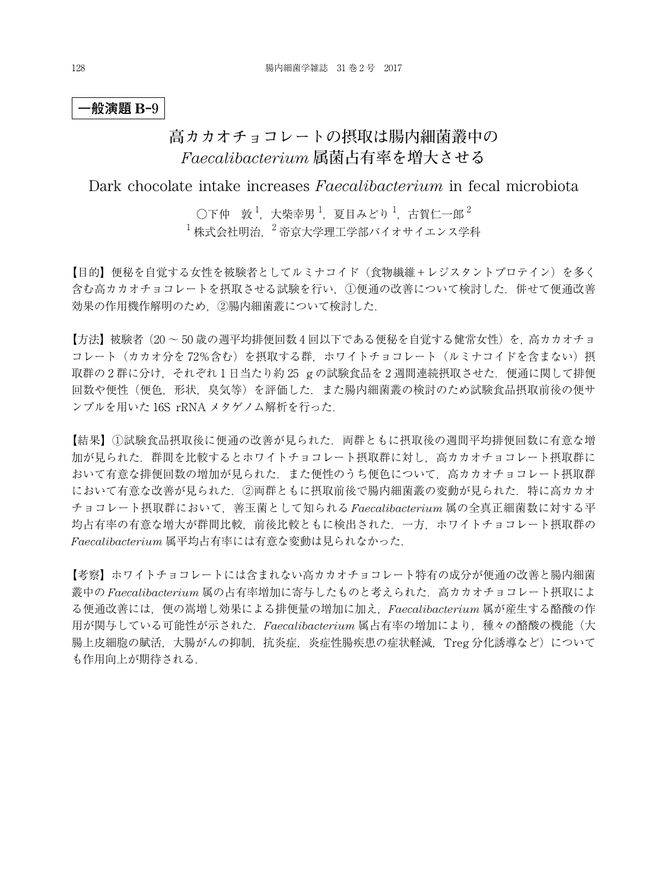**一般演題 B-9**

# 高カカオチョコレートの摂取は腸内細菌叢中の *Faecalibacterium* 属菌占有率を増大させる

## Dark chocolate intake increases *Faecalibacterium* in fecal microbiota

○下仲　敦[1]，大柴幸男[1]，夏目みどり[1]，古賀仁一郎[2]

[1] 株式会社明治，[2] 帝京大学理工学部バイオサイエンス学科

【目的】便秘を自覚する女性を被験者としてルミナコイド（食物繊維＋レジスタントプロテイン）を多く含む高カカオチョコレートを摂取させる試験を行い，①便通の改善について検討した．併せて便通改善効果の作用機作解明のため，②腸内細菌叢について検討した．

【方法】被験者（20 ～ 50 歳の週平均排便回数 4 回以下である便秘を自覚する健常女性）を，高カカオチョコレート（カカオ分を 72％含む）を摂取する群，ホワイトチョコレート（ルミナコイドを含まない）摂取群の 2 群に分け，それぞれ 1 日当たり約 25　g の試験食品を 2 週間連続摂取させた．便通に関して排便回数や便性（便色，形状，臭気等）を評価した．また腸内細菌叢の検討のため試験食品摂取前後の便サンプルを用いた 16S rRNA メタゲノム解析を行った．

【結果】①試験食品摂取後に便通の改善が見られた．両群ともに摂取後の週間平均排便回数に有意な増加が見られた．群間を比較するとホワイトチョコレート摂取群に対し，高カカオチョコレート摂取群において有意な排便回数の増加が見られた．また便性のうち便色について，高カカオチョコレート摂取群において有意な改善が見られた．②両群ともに摂取前後で腸内細菌叢の変動が見られた．特に高カカオチョコレート摂取群において，善玉菌として知られる *Faecalibacterium* 属の全真正細菌数に対する平均占有率の有意な増大が群間比較，前後比較ともに検出された．一方，ホワイトチョコレート摂取群の *Faecalibacterium* 属平均占有率には有意な変動は見られなかった．

【考察】ホワイトチョコレートには含まれない高カカオチョコレート特有の成分が便通の改善と腸内細菌叢中の *Faecalibacterium* 属の占有率増加に寄与したものと考えられた．高カカオチョコレート摂取による便通改善には，便の嵩増し効果による排便量の増加に加え，*Faecalibacterium* 属が産生する酪酸の作用が関与している可能性が示された．*Faecalibacterium* 属占有率の増加により，種々の酪酸の機能（大腸上皮細胞の賦活，大腸がんの抑制，抗炎症，炎症性腸疾患の症状軽減，Treg 分化誘導など）についても作用向上が期待される．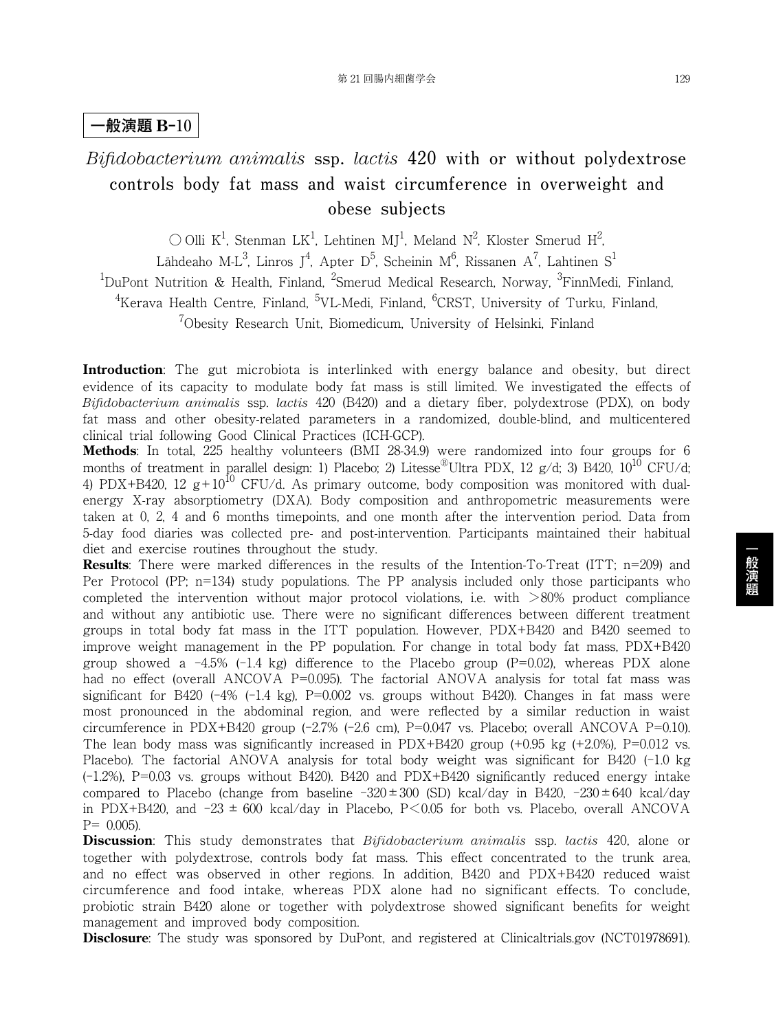## 一般演題 B-10

# *Bifidobacterium animalis* ssp. *lactis* 420 with or without polydextrose controls body fat mass and waist circumference in overweight and obese subjects

○ Olli K[1], Stenman LK[1], Lehtinen MJ[1], Meland N[2], Kloster Smerud H[2], Lähdeaho M-L[3], Linros J[4], Apter D[5], Scheinin M[6], Rissanen A[7], Lahtinen S[1]

[1]DuPont Nutrition & Health, Finland, [2]Smerud Medical Research, Norway, [3]FinnMedi, Finland, [4]Kerava Health Centre, Finland, [5]VL-Medi, Finland, [6]CRST, University of Turku, Finland, [7]Obesity Research Unit, Biomedicum, University of Helsinki, Finland

**Introduction**: The gut microbiota is interlinked with energy balance and obesity, but direct evidence of its capacity to modulate body fat mass is still limited. We investigated the effects of *Bifidobacterium animalis* ssp. *lactis* 420 (B420) and a dietary fiber, polydextrose (PDX), on body fat mass and other obesity-related parameters in a randomized, double-blind, and multicentered clinical trial following Good Clinical Practices (ICH-GCP).

**Methods**: In total, 225 healthy volunteers (BMI 28-34.9) were randomized into four groups for 6 months of treatment in parallel design: 1) Placebo; 2) Litesse®Ultra PDX, 12 g/d; 3) B420, $10^{10}$ CFU/d; 4) PDX+B420, 12 g+$10^{10}$ CFU/d. As primary outcome, body composition was monitored with dual-energy X-ray absorptiometry (DXA). Body composition and anthropometric measurements were taken at 0, 2, 4 and 6 months timepoints, and one month after the intervention period. Data from 5-day food diaries was collected pre- and post-intervention. Participants maintained their habitual diet and exercise routines throughout the study.

**Results**: There were marked differences in the results of the Intention-To-Treat (ITT; n=209) and Per Protocol (PP; n=134) study populations. The PP analysis included only those participants who completed the intervention without major protocol violations, i.e. with >80% product compliance and without any antibiotic use. There were no significant differences between different treatment groups in total body fat mass in the ITT population. However, PDX+B420 and B420 seemed to improve weight management in the PP population. For change in total body fat mass, PDX+B420 group showed a −4.5% (−1.4 kg) difference to the Placebo group (P=0.02), whereas PDX alone had no effect (overall ANCOVA P=0.095). The factorial ANOVA analysis for total fat mass was significant for B420 (−4% (−1.4 kg), P=0.002 vs. groups without B420). Changes in fat mass were most pronounced in the abdominal region, and were reflected by a similar reduction in waist circumference in PDX+B420 group (−2.7% (−2.6 cm), P=0.047 vs. Placebo; overall ANCOVA P=0.10). The lean body mass was significantly increased in PDX+B420 group (+0.95 kg (+2.0%), P=0.012 vs. Placebo). The factorial ANOVA analysis for total body weight was significant for B420 (−1.0 kg (−1.2%), P=0.03 vs. groups without B420). B420 and PDX+B420 significantly reduced energy intake compared to Placebo (change from baseline −320 ± 300 (SD) kcal/day in B420, −230 ± 640 kcal/day in PDX+B420, and −23 ± 600 kcal/day in Placebo, P<0.05 for both vs. Placebo, overall ANCOVA P= 0.005).

**Discussion**: This study demonstrates that *Bifidobacterium animalis* ssp. *lactis* 420, alone or together with polydextrose, controls body fat mass. This effect concentrated to the trunk area, and no effect was observed in other regions. In addition, B420 and PDX+B420 reduced waist circumference and food intake, whereas PDX alone had no significant effects. To conclude, probiotic strain B420 alone or together with polydextrose showed significant benefits for weight management and improved body composition.

**Disclosure**: The study was sponsored by DuPont, and registered at Clinicaltrials.gov (NCT01978691).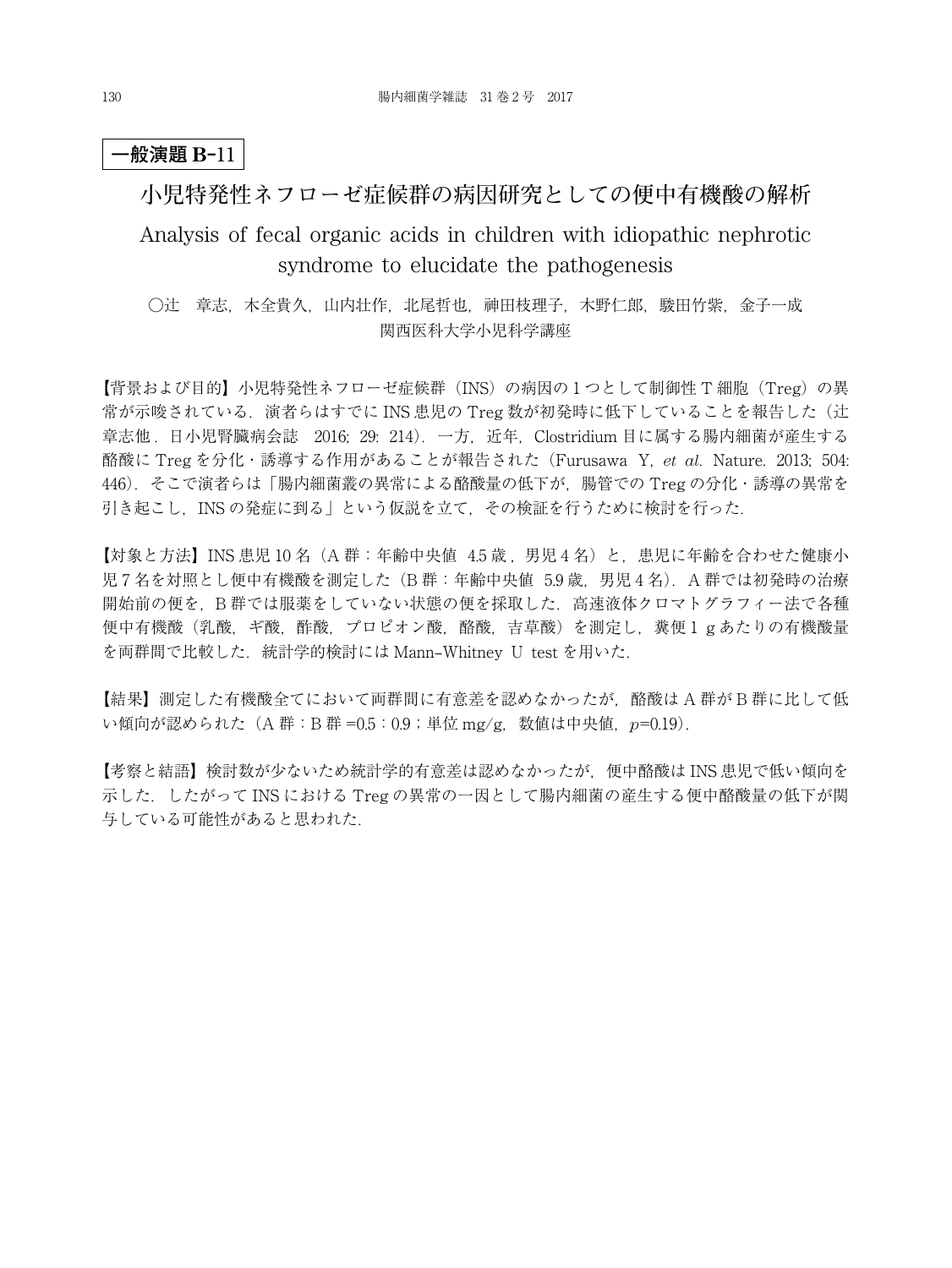**一般演題 B-11**

# 小児特発性ネフローゼ症候群の病因研究としての便中有機酸の解析

## Analysis of fecal organic acids in children with idiopathic nephrotic syndrome to elucidate the pathogenesis

○辻　章志，木全貴久，山内壮作，北尾哲也，耕田枝理子，木野仁郎，駿田竹紫，金子一成
関西医科大学小児科学講座

【背景および目的】小児特発性ネフローゼ症候群（INS）の病因の 1 つとして制御性 T 細胞（Treg）の異常が示唆されている．演者らはすでに INS 患児の Treg 数が初発時に低下していることを報告した（辻章志他．日小児腎臓病会誌　2016; 29: 214）．一方，近年，Clostridium 目に属する腸内細菌が産生する酪酸に Treg を分化・誘導する作用があることが報告された（Furusawa Y, *et al.* Nature. 2013; 504: 446）．そこで演者らは「腸内細菌叢の異常による酪酸量の低下が，腸管での Treg の分化・誘導の異常を引き起こし，INS の発症に到る」という仮説を立て，その検証を行うために検討を行った．

【対象と方法】INS 患児 10 名（A 群：年齢中央値　4.5 歳，男児 4 名）と，患児に年齢を合わせた健康小児 7 名を対照とし便中有機酸を測定した（B 群：年齢中央値　5.9 歳，男児 4 名）．A 群では初発時の治療開始前の便を，B 群では服薬をしていない状態の便を採取した．高速液体クロマトグラフィー法で各種便中有機酸（乳酸，ギ酸，酢酸，プロピオン酸，酪酸，吉草酸）を測定し，糞便 1 g あたりの有機酸量を両群間で比較した．統計学的検討には Mann–Whitney　U　test を用いた．

【結果】測定した有機酸全てにおいて両群間に有意差を認めなかったが，酪酸は A 群が B 群に比して低い傾向が認められた（A 群：B 群 =0.5：0.9；単位 mg/g，数値は中央値，$p$=0.19）．

【考察と結語】検討数が少ないため統計学的有意差は認めなかったが，便中酪酸は INS 患児で低い傾向を示した．したがって INS における Treg の異常の一因として腸内細菌の産生する便中酪酸量の低下が関与している可能性があると思われた．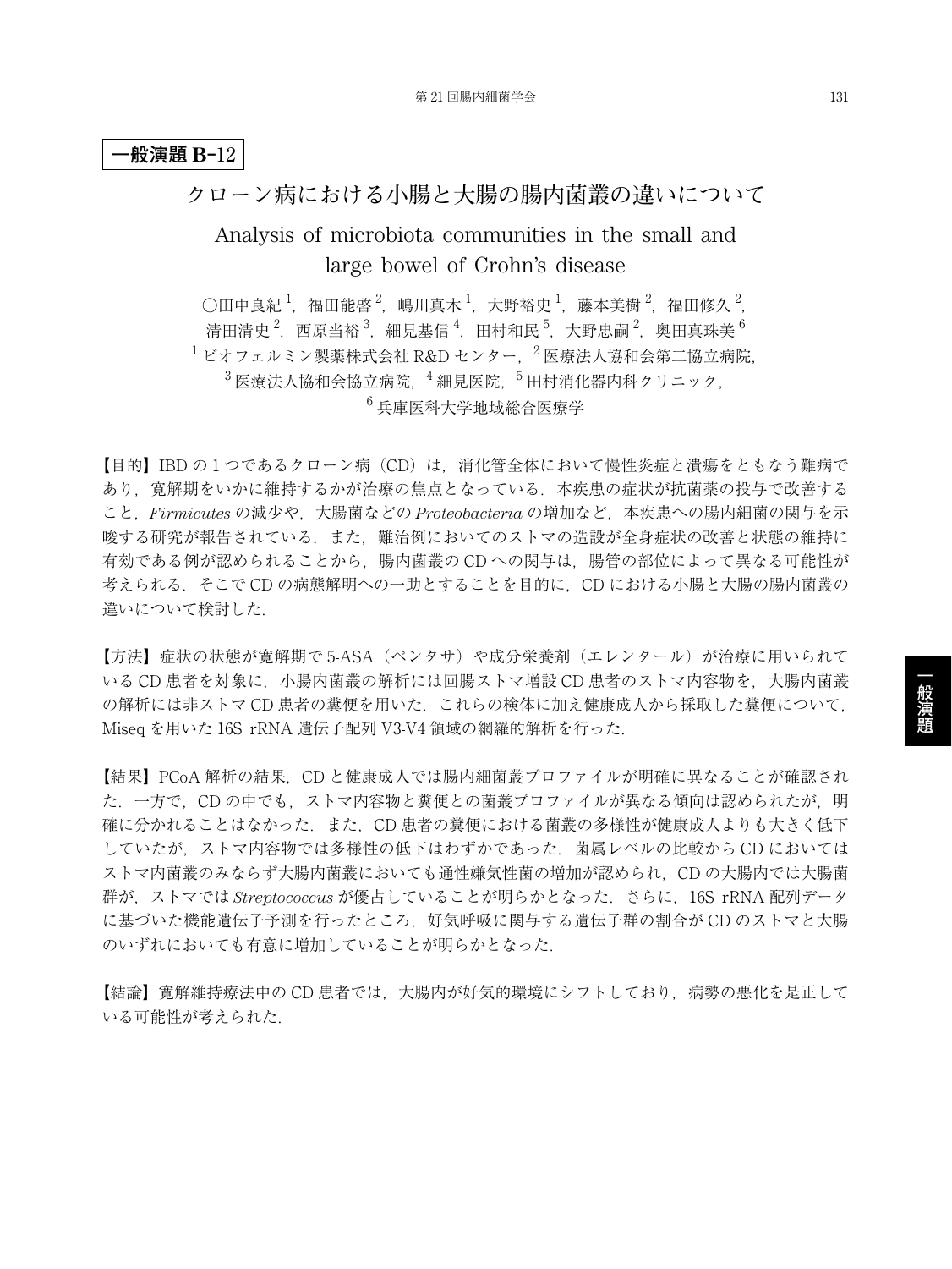**一般演題 B-12**

# クローン病における小腸と大腸の腸内菌叢の違いについて

## Analysis of microbiota communities in the small and large bowel of Crohn's disease

○田中良紀[1]，福田能啓[2]，嶋川真木[1]，大野裕史[1]，藤本美樹[2]，福田修久[2]，清田清史[2]，西原当裕[3]，細見基信[4]，田村和民[5]，大野忠嗣[2]，奥田真珠美[6]

[1] ビオフェルミン製薬株式会社 R&D センター，[2] 医療法人協和会第二協立病院，[3] 医療法人協和会協立病院，[4] 細見医院，[5] 田村消化器内科クリニック，[6] 兵庫医科大学地域総合医療学

【目的】IBD の 1 つであるクローン病（CD）は，消化管全体において慢性炎症と潰瘍をともなう難病であり，寛解期をいかに維持するかが治療の焦点となっている．本疾患の症状が抗菌薬の投与で改善すること，*Firmicutes* の減少や，大腸菌などの *Proteobacteria* の増加など，本疾患への腸内細菌の関与を示唆する研究が報告されている．また，難治例においてのストマの造設が全身症状の改善と状態の維持に有効である例が認められることから，腸内菌叢の CD への関与は，腸管の部位によって異なる可能性が考えられる．そこで CD の病態解明への一助とすることを目的に，CD における小腸と大腸の腸内菌叢の違いについて検討した．

【方法】症状の状態が寛解期で 5-ASA（ペンタサ）や成分栄養剤（エレンタール）が治療に用いられている CD 患者を対象に，小腸内菌叢の解析には回腸ストマ増設 CD 患者のストマ内容物を，大腸内菌叢の解析には非ストマ CD 患者の糞便を用いた．これらの検体に加え健康成人から採取した糞便について，Miseq を用いた 16S rRNA 遺伝子配列 V3-V4 領域の網羅的解析を行った．

【結果】PCoA 解析の結果，CD と健康成人では腸内細菌叢プロファイルが明確に異なることが確認された．一方で，CD の中でも，ストマ内容物と糞便との菌叢プロファイルが異なる傾向は認められたが，明確に分かれることはなかった．また，CD 患者の糞便における菌叢の多様性が健康成人よりも大きく低下していたが，ストマ内容物では多様性の低下はわずかであった．菌属レベルの比較から CD においてはストマ内菌叢のみならず大腸内菌叢においても通性嫌気性菌の増加が認められ，CD の大腸内では大腸菌群が，ストマでは *Streptococcus* が優占していることが明らかとなった．さらに，16S rRNA 配列データに基づいた機能遺伝子予測を行ったところ，好気呼吸に関与する遺伝子群の割合が CD のストマと大腸のいずれにおいても有意に増加していることが明らかとなった．

【結論】寛解維持療法中の CD 患者では，大腸内が好気的環境にシフトしており，病勢の悪化を是正している可能性が考えられた．